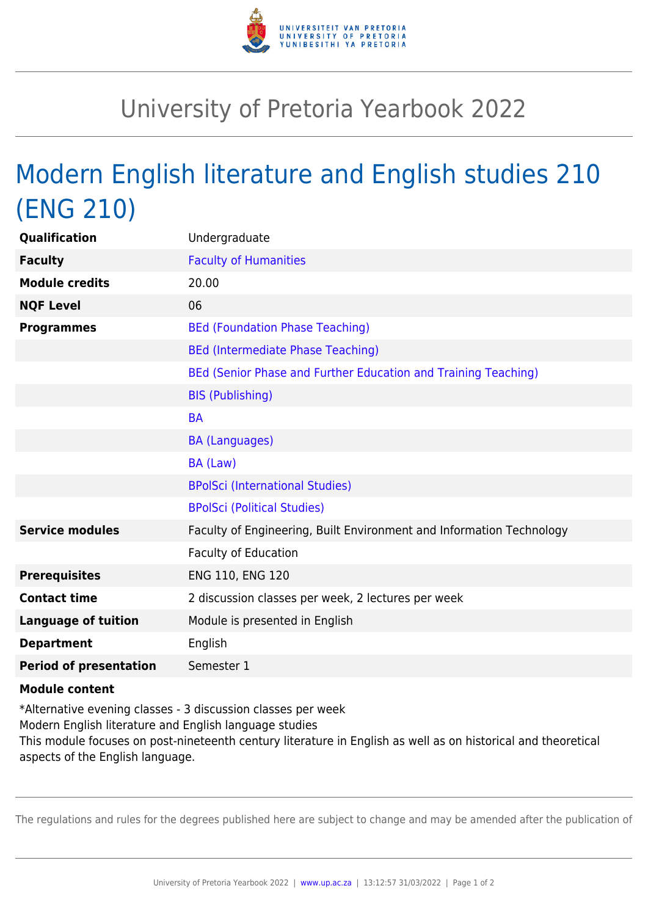# University of Pretoria Yearbook 2022

## Modern English literature and English studies 210 (ENG 210)

| | |
|---|---|
| **Qualification** | Undergraduate |
| **Faculty** | Faculty of Humanities |
| **Module credits** | 20.00 |
| **NQF Level** | 06 |
| **Programmes** | BEd (Foundation Phase Teaching) |
| | BEd (Intermediate Phase Teaching) |
| | BEd (Senior Phase and Further Education and Training Teaching) |
| | BIS (Publishing) |
| | BA |
| | BA (Languages) |
| | BA (Law) |
| | BPolSci (International Studies) |
| | BPolSci (Political Studies) |
| **Service modules** | Faculty of Engineering, Built Environment and Information Technology |
| | Faculty of Education |
| **Prerequisites** | ENG 110, ENG 120 |
| **Contact time** | 2 discussion classes per week, 2 lectures per week |
| **Language of tuition** | Module is presented in English |
| **Department** | English |
| **Period of presentation** | Semester 1 |

**Module content**

*Alternative evening classes - 3 discussion classes per week
Modern English literature and English language studies
This module focuses on post-nineteenth century literature in English as well as on historical and theoretical aspects of the English language.

The regulations and rules for the degrees published here are subject to change and may be amended after the publication of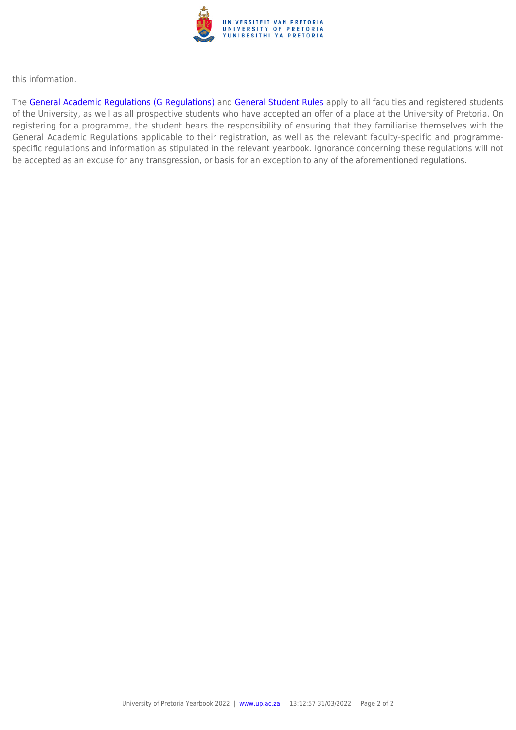this information.

The General Academic Regulations (G Regulations) and General Student Rules apply to all faculties and registered students of the University, as well as all prospective students who have accepted an offer of a place at the University of Pretoria. On registering for a programme, the student bears the responsibility of ensuring that they familiarise themselves with the General Academic Regulations applicable to their registration, as well as the relevant faculty-specific and programme-specific regulations and information as stipulated in the relevant yearbook. Ignorance concerning these regulations will not be accepted as an excuse for any transgression, or basis for an exception to any of the aforementioned regulations.